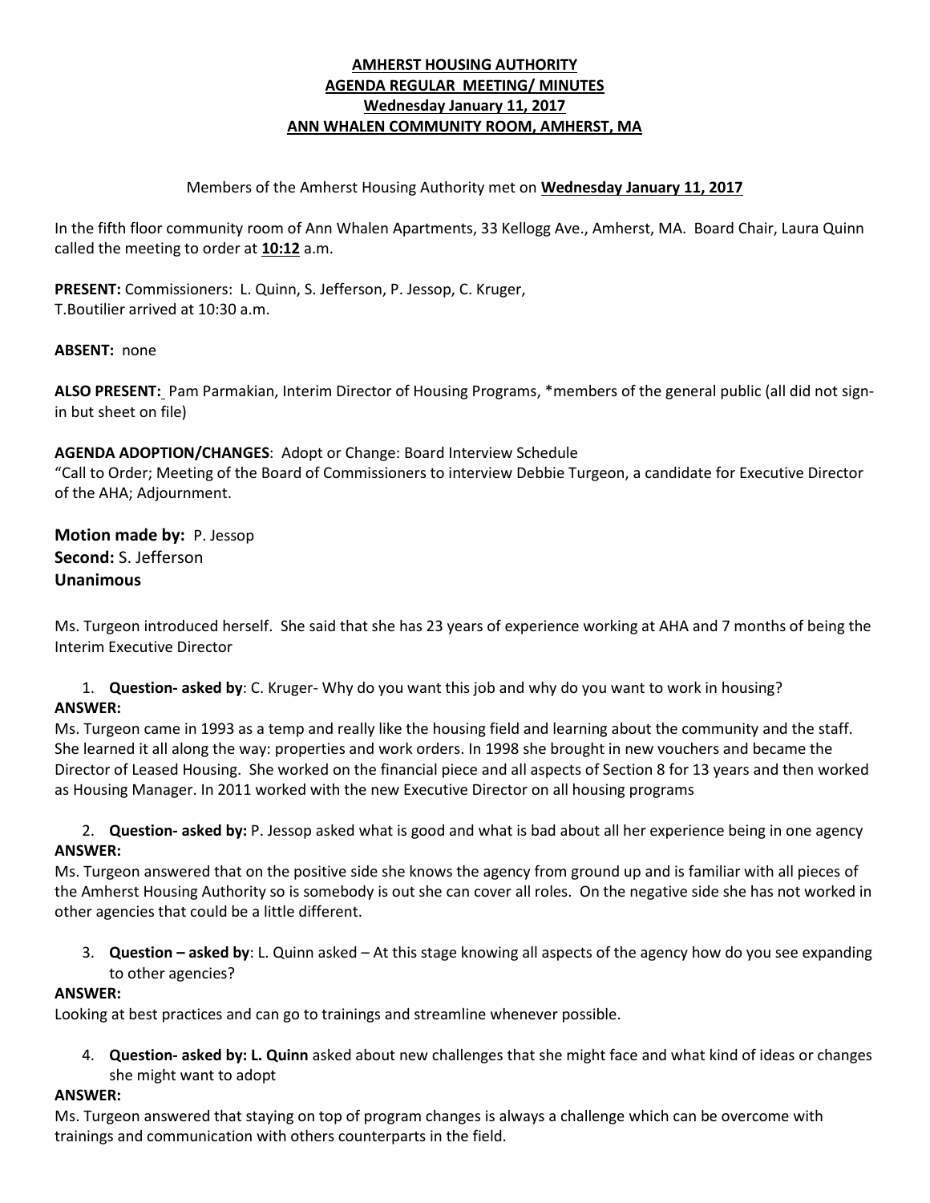# AMHERST HOUSING AUTHORITY
## AGENDA REGULAR MEETING/ MINUTES
### Wednesday January 11, 2017
### ANN WHALEN COMMUNITY ROOM, AMHERST, MA

Members of the Amherst Housing Authority met on **Wednesday January 11, 2017**

In the fifth floor community room of Ann Whalen Apartments, 33 Kellogg Ave., Amherst, MA. Board Chair, Laura Quinn called the meeting to order at **10:12** a.m.

**PRESENT:** Commissioners: L. Quinn, S. Jefferson, P. Jessop, C. Kruger,
T.Boutilier arrived at 10:30 a.m.

**ABSENT:** none

**ALSO PRESENT:** Pam Parmakian, Interim Director of Housing Programs, *members of the general public (all did not sign-in but sheet on file)

**AGENDA ADOPTION/CHANGES**: Adopt or Change: Board Interview Schedule
"Call to Order; Meeting of the Board of Commissioners to interview Debbie Turgeon, a candidate for Executive Director of the AHA; Adjournment.

**Motion made by:** P. Jessop
**Second:** S. Jefferson
**Unanimous**

Ms. Turgeon introduced herself. She said that she has 23 years of experience working at AHA and 7 months of being the Interim Executive Director

1. **Question- asked by**: C. Kruger- Why do you want this job and why do you want to work in housing?

**ANSWER:**
Ms. Turgeon came in 1993 as a temp and really like the housing field and learning about the community and the staff. She learned it all along the way: properties and work orders. In 1998 she brought in new vouchers and became the Director of Leased Housing. She worked on the financial piece and all aspects of Section 8 for 13 years and then worked as Housing Manager. In 2011 worked with the new Executive Director on all housing programs

2. **Question- asked by:** P. Jessop asked what is good and what is bad about all her experience being in one agency

**ANSWER:**
Ms. Turgeon answered that on the positive side she knows the agency from ground up and is familiar with all pieces of the Amherst Housing Authority so is somebody is out she can cover all roles. On the negative side she has not worked in other agencies that could be a little different.

3. **Question – asked by**: L. Quinn asked – At this stage knowing all aspects of the agency how do you see expanding to other agencies?

**ANSWER:**
Looking at best practices and can go to trainings and streamline whenever possible.

4. **Question- asked by: L. Quinn** asked about new challenges that she might face and what kind of ideas or changes she might want to adopt

**ANSWER:**
Ms. Turgeon answered that staying on top of program changes is always a challenge which can be overcome with trainings and communication with others counterparts in the field.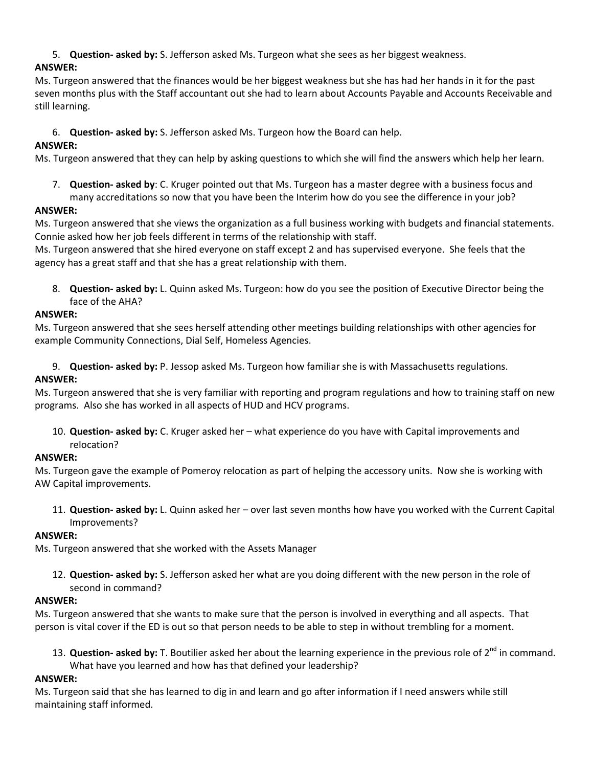5. **Question- asked by:** S. Jefferson asked Ms. Turgeon what she sees as her biggest weakness.

**ANSWER:**

Ms. Turgeon answered that the finances would be her biggest weakness but she has had her hands in it for the past seven months plus with the Staff accountant out she had to learn about Accounts Payable and Accounts Receivable and still learning.

6. **Question- asked by:** S. Jefferson asked Ms. Turgeon how the Board can help.

**ANSWER:**

Ms. Turgeon answered that they can help by asking questions to which she will find the answers which help her learn.

7. **Question- asked by**: C. Kruger pointed out that Ms. Turgeon has a master degree with a business focus and many accreditations so now that you have been the Interim how do you see the difference in your job?

**ANSWER:**

Ms. Turgeon answered that she views the organization as a full business working with budgets and financial statements. Connie asked how her job feels different in terms of the relationship with staff.

Ms. Turgeon answered that she hired everyone on staff except 2 and has supervised everyone. She feels that the agency has a great staff and that she has a great relationship with them.

8. **Question- asked by:** L. Quinn asked Ms. Turgeon: how do you see the position of Executive Director being the face of the AHA?

**ANSWER:**

Ms. Turgeon answered that she sees herself attending other meetings building relationships with other agencies for example Community Connections, Dial Self, Homeless Agencies.

9. **Question- asked by:** P. Jessop asked Ms. Turgeon how familiar she is with Massachusetts regulations.

**ANSWER:**

Ms. Turgeon answered that she is very familiar with reporting and program regulations and how to training staff on new programs. Also she has worked in all aspects of HUD and HCV programs.

10. **Question- asked by:** C. Kruger asked her – what experience do you have with Capital improvements and relocation?

**ANSWER:**

Ms. Turgeon gave the example of Pomeroy relocation as part of helping the accessory units. Now she is working with AW Capital improvements.

11. **Question- asked by:** L. Quinn asked her – over last seven months how have you worked with the Current Capital Improvements?

**ANSWER:**

Ms. Turgeon answered that she worked with the Assets Manager

12. **Question- asked by:** S. Jefferson asked her what are you doing different with the new person in the role of second in command?

**ANSWER:**

Ms. Turgeon answered that she wants to make sure that the person is involved in everything and all aspects. That person is vital cover if the ED is out so that person needs to be able to step in without trembling for a moment.

13. **Question- asked by:** T. Boutilier asked her about the learning experience in the previous role of 2nd in command. What have you learned and how has that defined your leadership?

**ANSWER:**

Ms. Turgeon said that she has learned to dig in and learn and go after information if I need answers while still maintaining staff informed.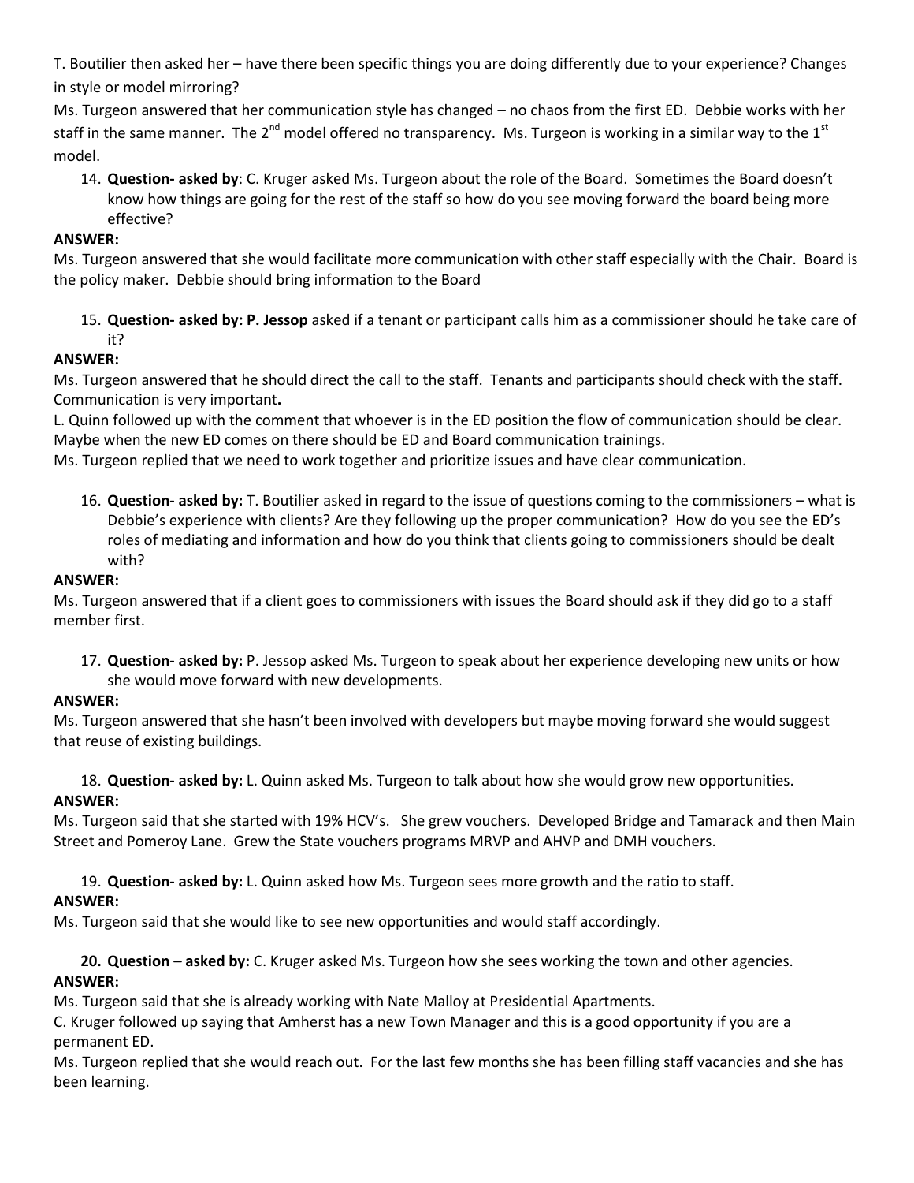T. Boutilier then asked her – have there been specific things you are doing differently due to your experience? Changes in style or model mirroring?

Ms. Turgeon answered that her communication style has changed – no chaos from the first ED. Debbie works with her staff in the same manner. The 2nd model offered no transparency. Ms. Turgeon is working in a similar way to the 1st model.

14. **Question- asked by**: C. Kruger asked Ms. Turgeon about the role of the Board. Sometimes the Board doesn't know how things are going for the rest of the staff so how do you see moving forward the board being more effective?

**ANSWER:**

Ms. Turgeon answered that she would facilitate more communication with other staff especially with the Chair. Board is the policy maker. Debbie should bring information to the Board

15. **Question- asked by: P. Jessop** asked if a tenant or participant calls him as a commissioner should he take care of it?

**ANSWER:**

Ms. Turgeon answered that he should direct the call to the staff. Tenants and participants should check with the staff. Communication is very important**.**

L. Quinn followed up with the comment that whoever is in the ED position the flow of communication should be clear. Maybe when the new ED comes on there should be ED and Board communication trainings.

Ms. Turgeon replied that we need to work together and prioritize issues and have clear communication.

16. **Question- asked by:** T. Boutilier asked in regard to the issue of questions coming to the commissioners – what is Debbie's experience with clients? Are they following up the proper communication? How do you see the ED's roles of mediating and information and how do you think that clients going to commissioners should be dealt with?

**ANSWER:**

Ms. Turgeon answered that if a client goes to commissioners with issues the Board should ask if they did go to a staff member first.

17. **Question- asked by:** P. Jessop asked Ms. Turgeon to speak about her experience developing new units or how she would move forward with new developments.

**ANSWER:**

Ms. Turgeon answered that she hasn't been involved with developers but maybe moving forward she would suggest that reuse of existing buildings.

18. **Question- asked by:** L. Quinn asked Ms. Turgeon to talk about how she would grow new opportunities.

**ANSWER:**

Ms. Turgeon said that she started with 19% HCV's. She grew vouchers. Developed Bridge and Tamarack and then Main Street and Pomeroy Lane. Grew the State vouchers programs MRVP and AHVP and DMH vouchers.

19. **Question- asked by:** L. Quinn asked how Ms. Turgeon sees more growth and the ratio to staff.

**ANSWER:**

Ms. Turgeon said that she would like to see new opportunities and would staff accordingly.

20. **Question – asked by:** C. Kruger asked Ms. Turgeon how she sees working the town and other agencies.

**ANSWER:**

Ms. Turgeon said that she is already working with Nate Malloy at Presidential Apartments.

C. Kruger followed up saying that Amherst has a new Town Manager and this is a good opportunity if you are a permanent ED.

Ms. Turgeon replied that she would reach out. For the last few months she has been filling staff vacancies and she has been learning.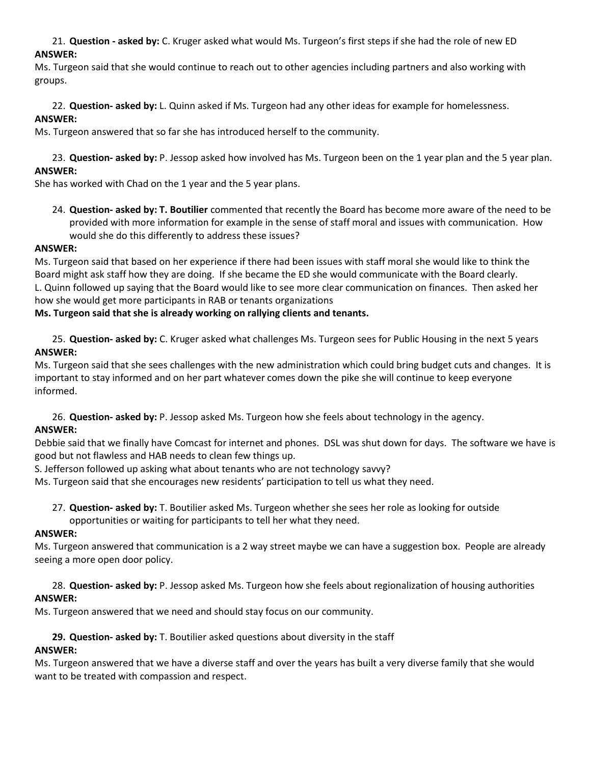21. **Question - asked by:** C. Kruger asked what would Ms. Turgeon's first steps if she had the role of new ED

**ANSWER:**

Ms. Turgeon said that she would continue to reach out to other agencies including partners and also working with groups.

22. **Question- asked by:** L. Quinn asked if Ms. Turgeon had any other ideas for example for homelessness.

**ANSWER:**

Ms. Turgeon answered that so far she has introduced herself to the community.

23. **Question- asked by:** P. Jessop asked how involved has Ms. Turgeon been on the 1 year plan and the 5 year plan.

**ANSWER:**

She has worked with Chad on the 1 year and the 5 year plans.

24. **Question- asked by: T. Boutilier** commented that recently the Board has become more aware of the need to be provided with more information for example in the sense of staff moral and issues with communication. How would she do this differently to address these issues?

**ANSWER:**

Ms. Turgeon said that based on her experience if there had been issues with staff moral she would like to think the Board might ask staff how they are doing. If she became the ED she would communicate with the Board clearly.
L. Quinn followed up saying that the Board would like to see more clear communication on finances. Then asked her how she would get more participants in RAB or tenants organizations

**Ms. Turgeon said that she is already working on rallying clients and tenants.**

25. **Question- asked by:** C. Kruger asked what challenges Ms. Turgeon sees for Public Housing in the next 5 years

**ANSWER:**

Ms. Turgeon said that she sees challenges with the new administration which could bring budget cuts and changes. It is important to stay informed and on her part whatever comes down the pike she will continue to keep everyone informed.

26. **Question- asked by:** P. Jessop asked Ms. Turgeon how she feels about technology in the agency.

**ANSWER:**

Debbie said that we finally have Comcast for internet and phones. DSL was shut down for days. The software we have is good but not flawless and HAB needs to clean few things up.
S. Jefferson followed up asking what about tenants who are not technology savvy?
Ms. Turgeon said that she encourages new residents' participation to tell us what they need.

27. **Question- asked by:** T. Boutilier asked Ms. Turgeon whether she sees her role as looking for outside opportunities or waiting for participants to tell her what they need.

**ANSWER:**

Ms. Turgeon answered that communication is a 2 way street maybe we can have a suggestion box. People are already seeing a more open door policy.

28. **Question- asked by:** P. Jessop asked Ms. Turgeon how she feels about regionalization of housing authorities

**ANSWER:**

Ms. Turgeon answered that we need and should stay focus on our community.

**29. Question- asked by:** T. Boutilier asked questions about diversity in the staff

**ANSWER:**

Ms. Turgeon answered that we have a diverse staff and over the years has built a very diverse family that she would want to be treated with compassion and respect.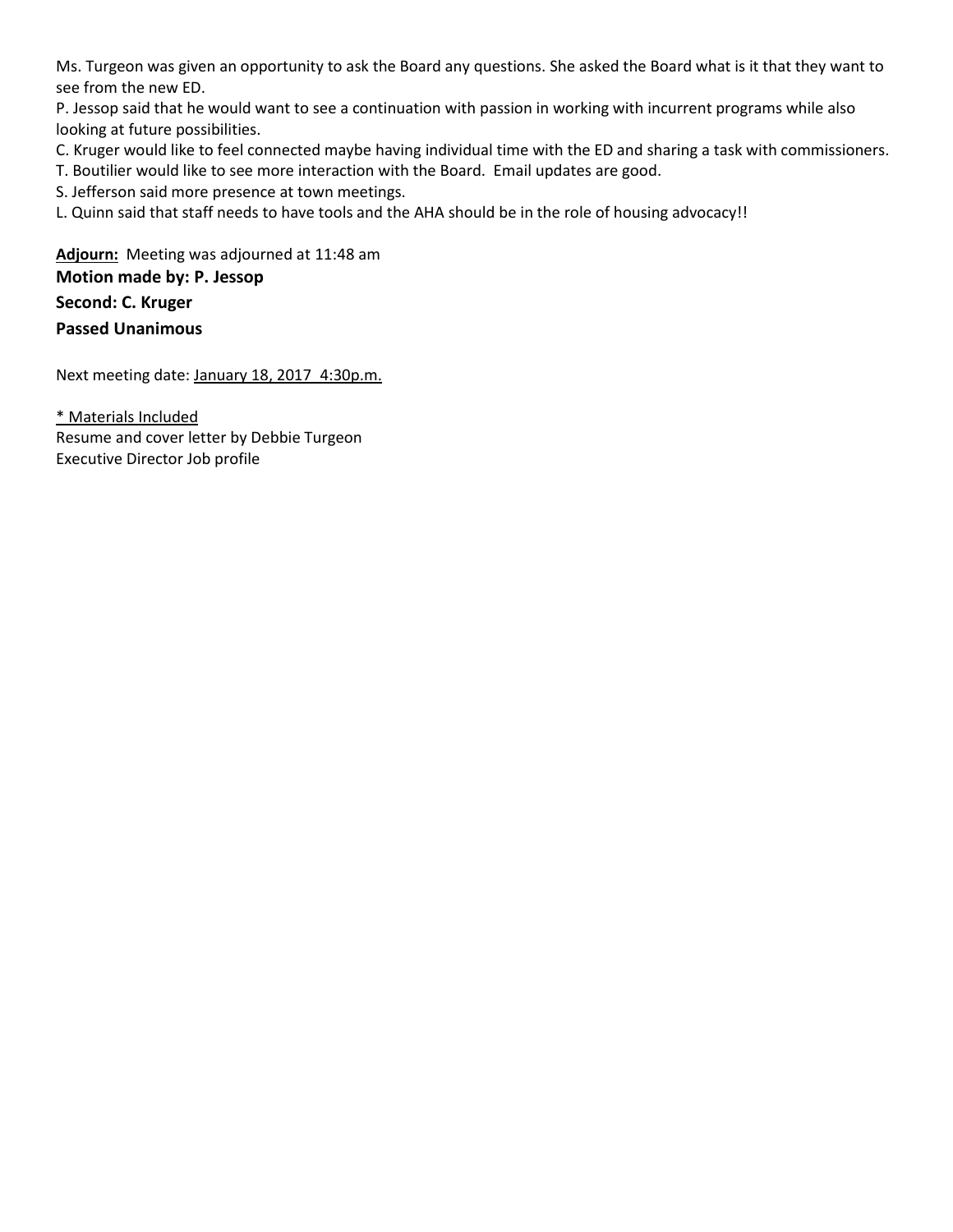Ms. Turgeon was given an opportunity to ask the Board any questions. She asked the Board what is it that they want to see from the new ED.

P. Jessop said that he would want to see a continuation with passion in working with incurrent programs while also looking at future possibilities.

C. Kruger would like to feel connected maybe having individual time with the ED and sharing a task with commissioners.

T. Boutilier would like to see more interaction with the Board. Email updates are good.

S. Jefferson said more presence at town meetings.

L. Quinn said that staff needs to have tools and the AHA should be in the role of housing advocacy!!

**Adjourn:** Meeting was adjourned at 11:48 am

**Motion made by: P. Jessop**

**Second: C. Kruger**

**Passed Unanimous**

Next meeting date: January 18, 2017 4:30p.m.

* Materials Included

Resume and cover letter by Debbie Turgeon

Executive Director Job profile